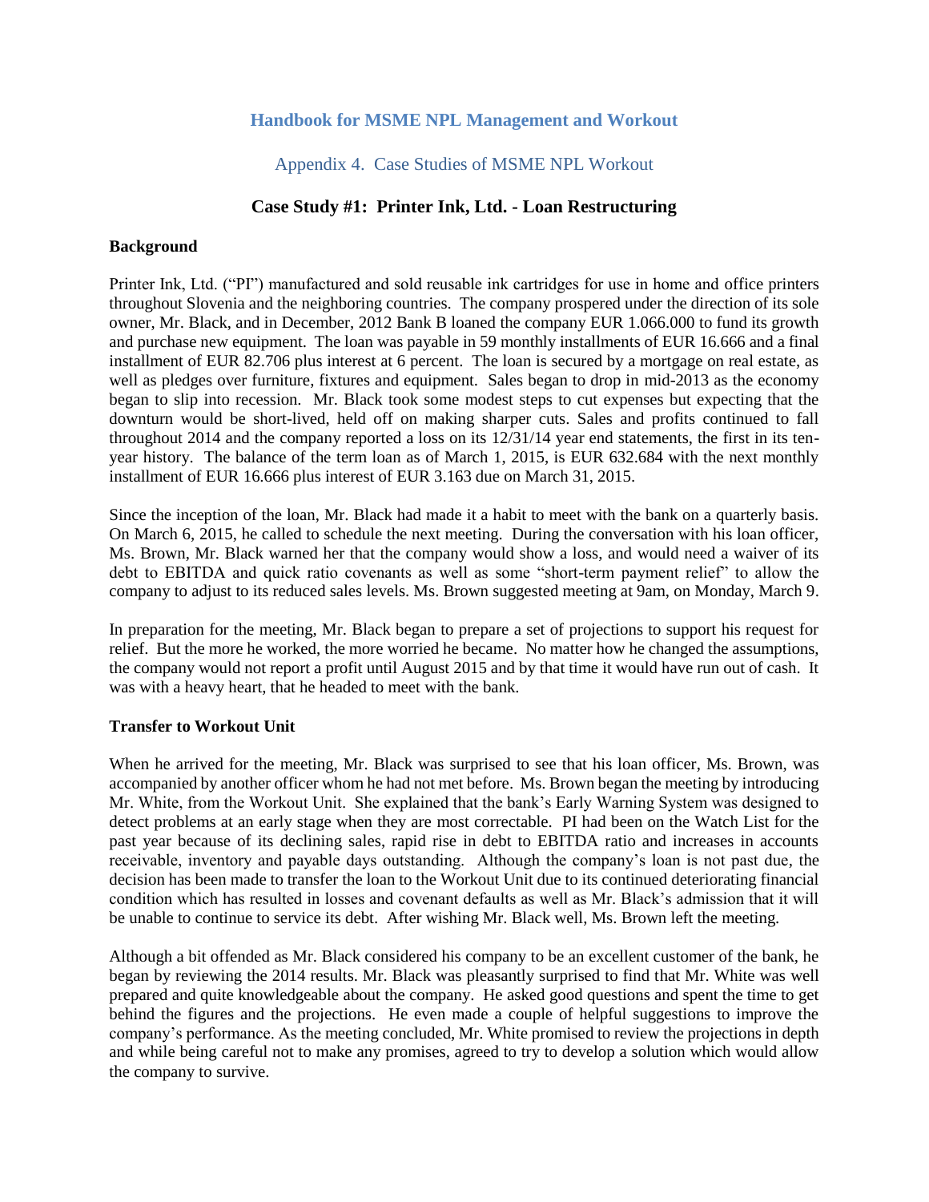# Handbook for MSME NPL Management and Workout

## Appendix 4. Case Studies of MSME NPL Workout

### Case Study #1: Printer Ink, Ltd. - Loan Restructuring

**Background**

Printer Ink, Ltd. ("PI") manufactured and sold reusable ink cartridges for use in home and office printers throughout Slovenia and the neighboring countries. The company prospered under the direction of its sole owner, Mr. Black, and in December, 2012 Bank B loaned the company EUR 1.066.000 to fund its growth and purchase new equipment. The loan was payable in 59 monthly installments of EUR 16.666 and a final installment of EUR 82.706 plus interest at 6 percent. The loan is secured by a mortgage on real estate, as well as pledges over furniture, fixtures and equipment. Sales began to drop in mid-2013 as the economy began to slip into recession. Mr. Black took some modest steps to cut expenses but expecting that the downturn would be short-lived, held off on making sharper cuts. Sales and profits continued to fall throughout 2014 and the company reported a loss on its 12/31/14 year end statements, the first in its ten-year history. The balance of the term loan as of March 1, 2015, is EUR 632.684 with the next monthly installment of EUR 16.666 plus interest of EUR 3.163 due on March 31, 2015.

Since the inception of the loan, Mr. Black had made it a habit to meet with the bank on a quarterly basis. On March 6, 2015, he called to schedule the next meeting. During the conversation with his loan officer, Ms. Brown, Mr. Black warned her that the company would show a loss, and would need a waiver of its debt to EBITDA and quick ratio covenants as well as some "short-term payment relief" to allow the company to adjust to its reduced sales levels. Ms. Brown suggested meeting at 9am, on Monday, March 9.

In preparation for the meeting, Mr. Black began to prepare a set of projections to support his request for relief. But the more he worked, the more worried he became. No matter how he changed the assumptions, the company would not report a profit until August 2015 and by that time it would have run out of cash. It was with a heavy heart, that he headed to meet with the bank.

**Transfer to Workout Unit**

When he arrived for the meeting, Mr. Black was surprised to see that his loan officer, Ms. Brown, was accompanied by another officer whom he had not met before. Ms. Brown began the meeting by introducing Mr. White, from the Workout Unit. She explained that the bank's Early Warning System was designed to detect problems at an early stage when they are most correctable. PI had been on the Watch List for the past year because of its declining sales, rapid rise in debt to EBITDA ratio and increases in accounts receivable, inventory and payable days outstanding. Although the company's loan is not past due, the decision has been made to transfer the loan to the Workout Unit due to its continued deteriorating financial condition which has resulted in losses and covenant defaults as well as Mr. Black's admission that it will be unable to continue to service its debt. After wishing Mr. Black well, Ms. Brown left the meeting.

Although a bit offended as Mr. Black considered his company to be an excellent customer of the bank, he began by reviewing the 2014 results. Mr. Black was pleasantly surprised to find that Mr. White was well prepared and quite knowledgeable about the company. He asked good questions and spent the time to get behind the figures and the projections. He even made a couple of helpful suggestions to improve the company's performance. As the meeting concluded, Mr. White promised to review the projections in depth and while being careful not to make any promises, agreed to try to develop a solution which would allow the company to survive.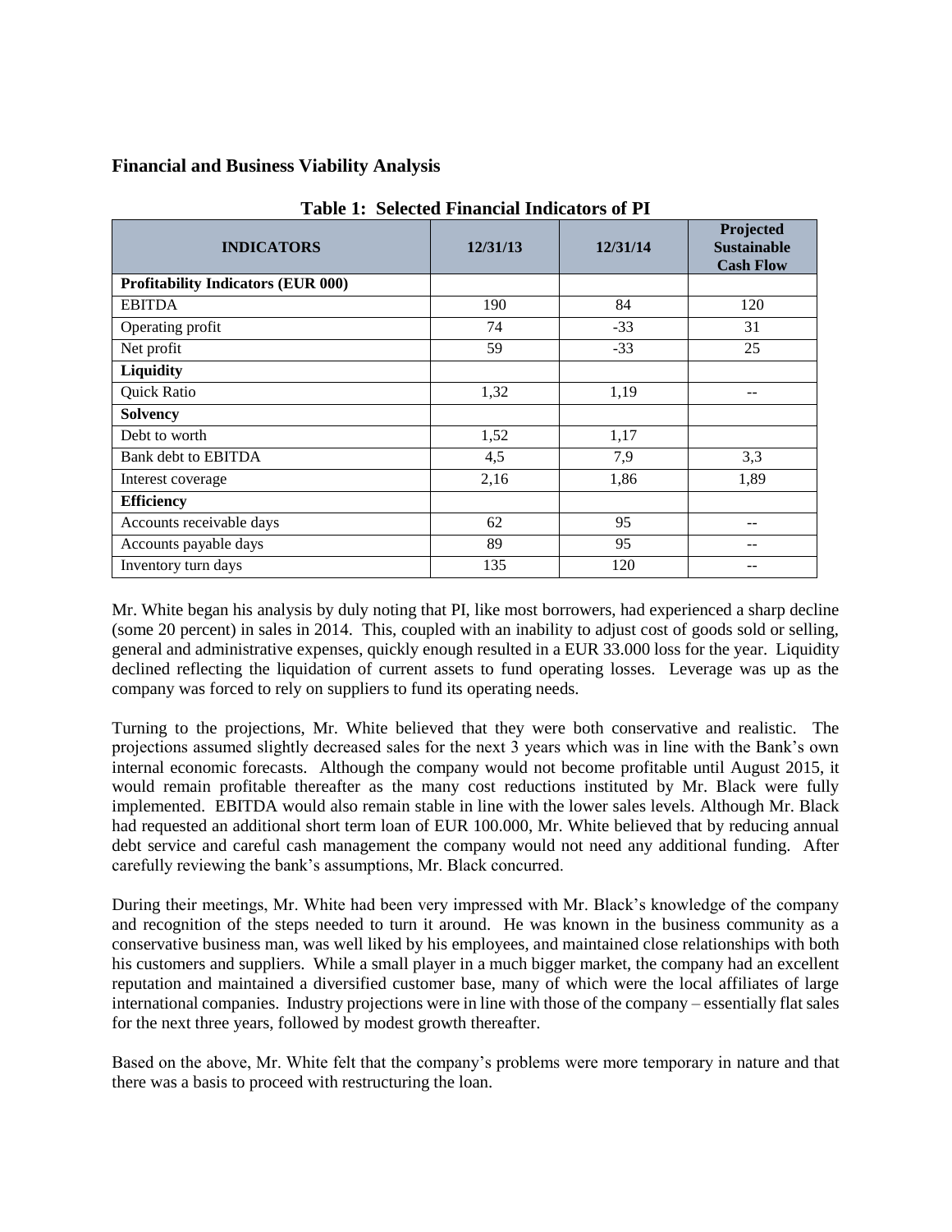### Financial and Business Viability Analysis

**Table 1: Selected Financial Indicators of PI**

| INDICATORS | 12/31/13 | 12/31/14 | Projected Sustainable Cash Flow |
|---|---|---|---|
| **Profitability Indicators (EUR 000)** | | | |
| EBITDA | 190 | 84 | 120 |
| Operating profit | 74 | -33 | 31 |
| Net profit | 59 | -33 | 25 |
| **Liquidity** | | | |
| Quick Ratio | 1,32 | 1,19 | -- |
| **Solvency** | | | |
| Debt to worth | 1,52 | 1,17 | |
| Bank debt to EBITDA | 4,5 | 7,9 | 3,3 |
| Interest coverage | 2,16 | 1,86 | 1,89 |
| **Efficiency** | | | |
| Accounts receivable days | 62 | 95 | -- |
| Accounts payable days | 89 | 95 | -- |
| Inventory turn days | 135 | 120 | -- |

Mr. White began his analysis by duly noting that PI, like most borrowers, had experienced a sharp decline (some 20 percent) in sales in 2014. This, coupled with an inability to adjust cost of goods sold or selling, general and administrative expenses, quickly enough resulted in a EUR 33.000 loss for the year. Liquidity declined reflecting the liquidation of current assets to fund operating losses. Leverage was up as the company was forced to rely on suppliers to fund its operating needs.

Turning to the projections, Mr. White believed that they were both conservative and realistic. The projections assumed slightly decreased sales for the next 3 years which was in line with the Bank's own internal economic forecasts. Although the company would not become profitable until August 2015, it would remain profitable thereafter as the many cost reductions instituted by Mr. Black were fully implemented. EBITDA would also remain stable in line with the lower sales levels. Although Mr. Black had requested an additional short term loan of EUR 100.000, Mr. White believed that by reducing annual debt service and careful cash management the company would not need any additional funding. After carefully reviewing the bank's assumptions, Mr. Black concurred.

During their meetings, Mr. White had been very impressed with Mr. Black's knowledge of the company and recognition of the steps needed to turn it around. He was known in the business community as a conservative business man, was well liked by his employees, and maintained close relationships with both his customers and suppliers. While a small player in a much bigger market, the company had an excellent reputation and maintained a diversified customer base, many of which were the local affiliates of large international companies. Industry projections were in line with those of the company – essentially flat sales for the next three years, followed by modest growth thereafter.

Based on the above, Mr. White felt that the company's problems were more temporary in nature and that there was a basis to proceed with restructuring the loan.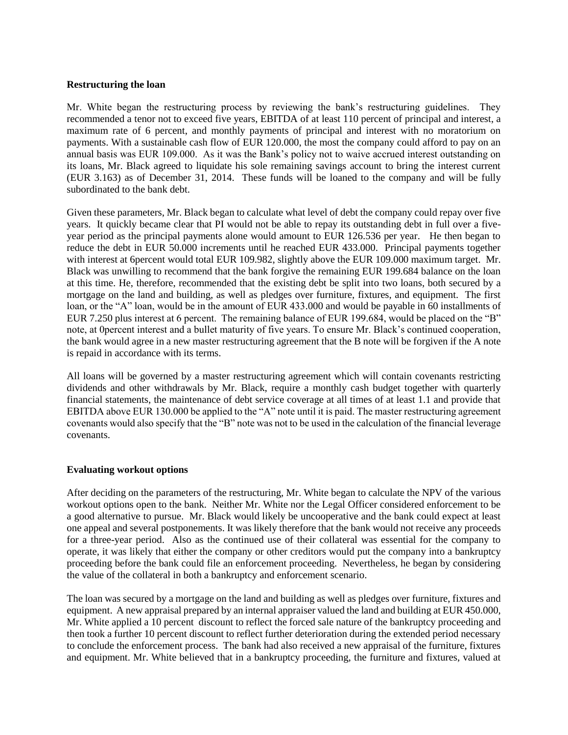## Restructuring the loan

Mr. White began the restructuring process by reviewing the bank's restructuring guidelines. They recommended a tenor not to exceed five years, EBITDA of at least 110 percent of principal and interest, a maximum rate of 6 percent, and monthly payments of principal and interest with no moratorium on payments. With a sustainable cash flow of EUR 120.000, the most the company could afford to pay on an annual basis was EUR 109.000. As it was the Bank's policy not to waive accrued interest outstanding on its loans, Mr. Black agreed to liquidate his sole remaining savings account to bring the interest current (EUR 3.163) as of December 31, 2014. These funds will be loaned to the company and will be fully subordinated to the bank debt.

Given these parameters, Mr. Black began to calculate what level of debt the company could repay over five years. It quickly became clear that PI would not be able to repay its outstanding debt in full over a five-year period as the principal payments alone would amount to EUR 126.536 per year. He then began to reduce the debt in EUR 50.000 increments until he reached EUR 433.000. Principal payments together with interest at 6percent would total EUR 109.982, slightly above the EUR 109.000 maximum target. Mr. Black was unwilling to recommend that the bank forgive the remaining EUR 199.684 balance on the loan at this time. He, therefore, recommended that the existing debt be split into two loans, both secured by a mortgage on the land and building, as well as pledges over furniture, fixtures, and equipment. The first loan, or the "A" loan, would be in the amount of EUR 433.000 and would be payable in 60 installments of EUR 7.250 plus interest at 6 percent. The remaining balance of EUR 199.684, would be placed on the "B" note, at 0percent interest and a bullet maturity of five years. To ensure Mr. Black's continued cooperation, the bank would agree in a new master restructuring agreement that the B note will be forgiven if the A note is repaid in accordance with its terms.

All loans will be governed by a master restructuring agreement which will contain covenants restricting dividends and other withdrawals by Mr. Black, require a monthly cash budget together with quarterly financial statements, the maintenance of debt service coverage at all times of at least 1.1 and provide that EBITDA above EUR 130.000 be applied to the "A" note until it is paid. The master restructuring agreement covenants would also specify that the "B" note was not to be used in the calculation of the financial leverage covenants.

## Evaluating workout options

After deciding on the parameters of the restructuring, Mr. White began to calculate the NPV of the various workout options open to the bank. Neither Mr. White nor the Legal Officer considered enforcement to be a good alternative to pursue. Mr. Black would likely be uncooperative and the bank could expect at least one appeal and several postponements. It was likely therefore that the bank would not receive any proceeds for a three-year period. Also as the continued use of their collateral was essential for the company to operate, it was likely that either the company or other creditors would put the company into a bankruptcy proceeding before the bank could file an enforcement proceeding. Nevertheless, he began by considering the value of the collateral in both a bankruptcy and enforcement scenario.

The loan was secured by a mortgage on the land and building as well as pledges over furniture, fixtures and equipment. A new appraisal prepared by an internal appraiser valued the land and building at EUR 450.000, Mr. White applied a 10 percent discount to reflect the forced sale nature of the bankruptcy proceeding and then took a further 10 percent discount to reflect further deterioration during the extended period necessary to conclude the enforcement process. The bank had also received a new appraisal of the furniture, fixtures and equipment. Mr. White believed that in a bankruptcy proceeding, the furniture and fixtures, valued at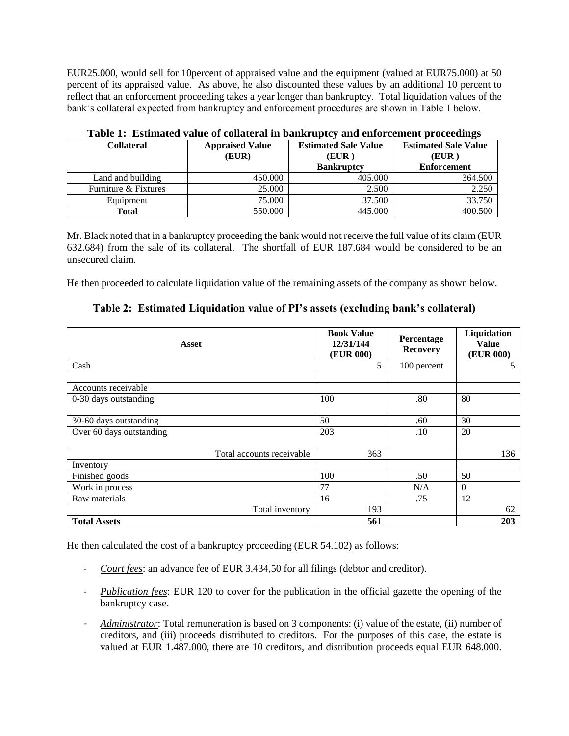EUR25.000, would sell for 10percent of appraised value and the equipment (valued at EUR75.000) at 50 percent of its appraised value. As above, he also discounted these values by an additional 10 percent to reflect that an enforcement proceeding takes a year longer than bankruptcy. Total liquidation values of the bank's collateral expected from bankruptcy and enforcement procedures are shown in Table 1 below.

**Table 1: Estimated value of collateral in bankruptcy and enforcement proceedings**

| Collateral | Appraised Value (EUR) | Estimated Sale Value (EUR ) Bankruptcy | Estimated Sale Value (EUR ) Enforcement |
|---|---|---|---|
| Land and building | 450.000 | 405.000 | 364.500 |
| Furniture & Fixtures | 25.000 | 2.500 | 2.250 |
| Equipment | 75.000 | 37.500 | 33.750 |
| **Total** | 550.000 | 445.000 | 400.500 |

Mr. Black noted that in a bankruptcy proceeding the bank would not receive the full value of its claim (EUR 632.684) from the sale of its collateral. The shortfall of EUR 187.684 would be considered to be an unsecured claim.

He then proceeded to calculate liquidation value of the remaining assets of the company as shown below.

**Table 2: Estimated Liquidation value of PI's assets (excluding bank's collateral)**

| Asset | Book Value 12/31/144 (EUR 000) | Percentage Recovery | Liquidation Value (EUR 000) |
|---|---|---|---|
| Cash | 5 | 100 percent | 5 |
| | | | |
| Accounts receivable | | | |
| 0-30 days outstanding | 100 | .80 | 80 |
| 30-60 days outstanding | 50 | .60 | 30 |
| Over 60 days outstanding | 203 | .10 | 20 |
| Total accounts receivable | 363 | | 136 |
| Inventory | | | |
| Finished goods | 100 | .50 | 50 |
| Work in process | 77 | N/A | 0 |
| Raw materials | 16 | .75 | 12 |
| Total inventory | 193 | | 62 |
| **Total Assets** | **561** | | **203** |

He then calculated the cost of a bankruptcy proceeding (EUR 54.102) as follows:

- *Court fees*: an advance fee of EUR 3.434,50 for all filings (debtor and creditor).
- *Publication fees*: EUR 120 to cover for the publication in the official gazette the opening of the bankruptcy case.
- *Administrator*: Total remuneration is based on 3 components: (i) value of the estate, (ii) number of creditors, and (iii) proceeds distributed to creditors. For the purposes of this case, the estate is valued at EUR 1.487.000, there are 10 creditors, and distribution proceeds equal EUR 648.000.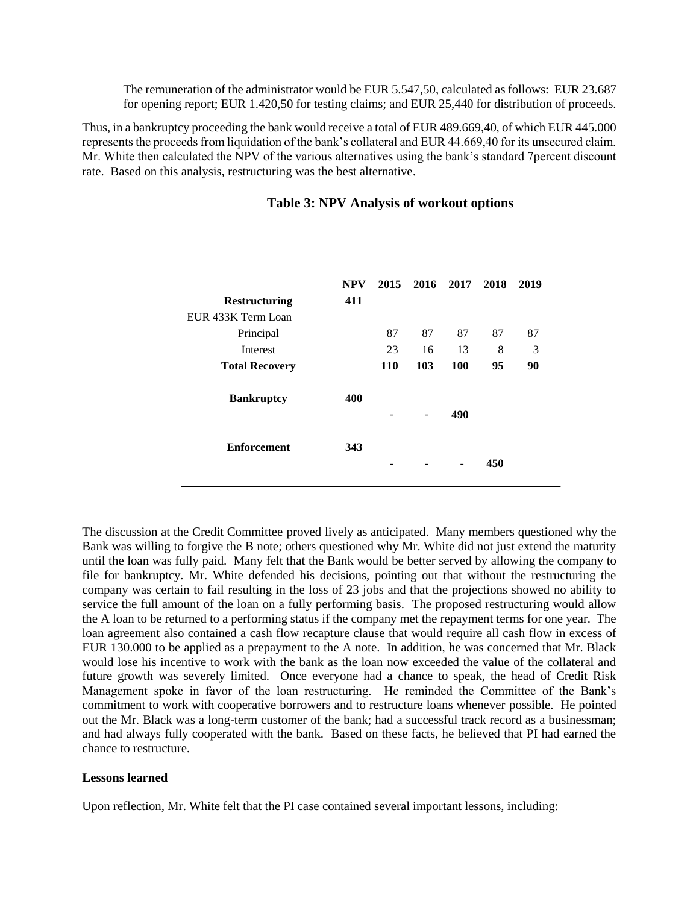The remuneration of the administrator would be EUR 5.547,50, calculated as follows: EUR 23.687 for opening report; EUR 1.420,50 for testing claims; and EUR 25,440 for distribution of proceeds.

Thus, in a bankruptcy proceeding the bank would receive a total of EUR 489.669,40, of which EUR 445.000 represents the proceeds from liquidation of the bank's collateral and EUR 44.669,40 for its unsecured claim. Mr. White then calculated the NPV of the various alternatives using the bank's standard 7percent discount rate. Based on this analysis, restructuring was the best alternative.

### Table 3: NPV Analysis of workout options

| | NPV | 2015 | 2016 | 2017 | 2018 | 2019 |
|---|---|---|---|---|---|---|
| **Restructuring** | **411** | | | | | |
| EUR 433K Term Loan | | | | | | |
| Principal | | 87 | 87 | 87 | 87 | 87 |
| Interest | | 23 | 16 | 13 | 8 | 3 |
| **Total Recovery** | | **110** | **103** | **100** | **95** | **90** |
| **Bankruptcy** | **400** | | | | | |
| | | - | - | **490** | | |
| **Enforcement** | **343** | | | | | |
| | | **-** | **-** | **-** | **450** | |

The discussion at the Credit Committee proved lively as anticipated. Many members questioned why the Bank was willing to forgive the B note; others questioned why Mr. White did not just extend the maturity until the loan was fully paid. Many felt that the Bank would be better served by allowing the company to file for bankruptcy. Mr. White defended his decisions, pointing out that without the restructuring the company was certain to fail resulting in the loss of 23 jobs and that the projections showed no ability to service the full amount of the loan on a fully performing basis. The proposed restructuring would allow the A loan to be returned to a performing status if the company met the repayment terms for one year. The loan agreement also contained a cash flow recapture clause that would require all cash flow in excess of EUR 130.000 to be applied as a prepayment to the A note. In addition, he was concerned that Mr. Black would lose his incentive to work with the bank as the loan now exceeded the value of the collateral and future growth was severely limited. Once everyone had a chance to speak, the head of Credit Risk Management spoke in favor of the loan restructuring. He reminded the Committee of the Bank's commitment to work with cooperative borrowers and to restructure loans whenever possible. He pointed out the Mr. Black was a long-term customer of the bank; had a successful track record as a businessman; and had always fully cooperated with the bank. Based on these facts, he believed that PI had earned the chance to restructure.

**Lessons learned**

Upon reflection, Mr. White felt that the PI case contained several important lessons, including: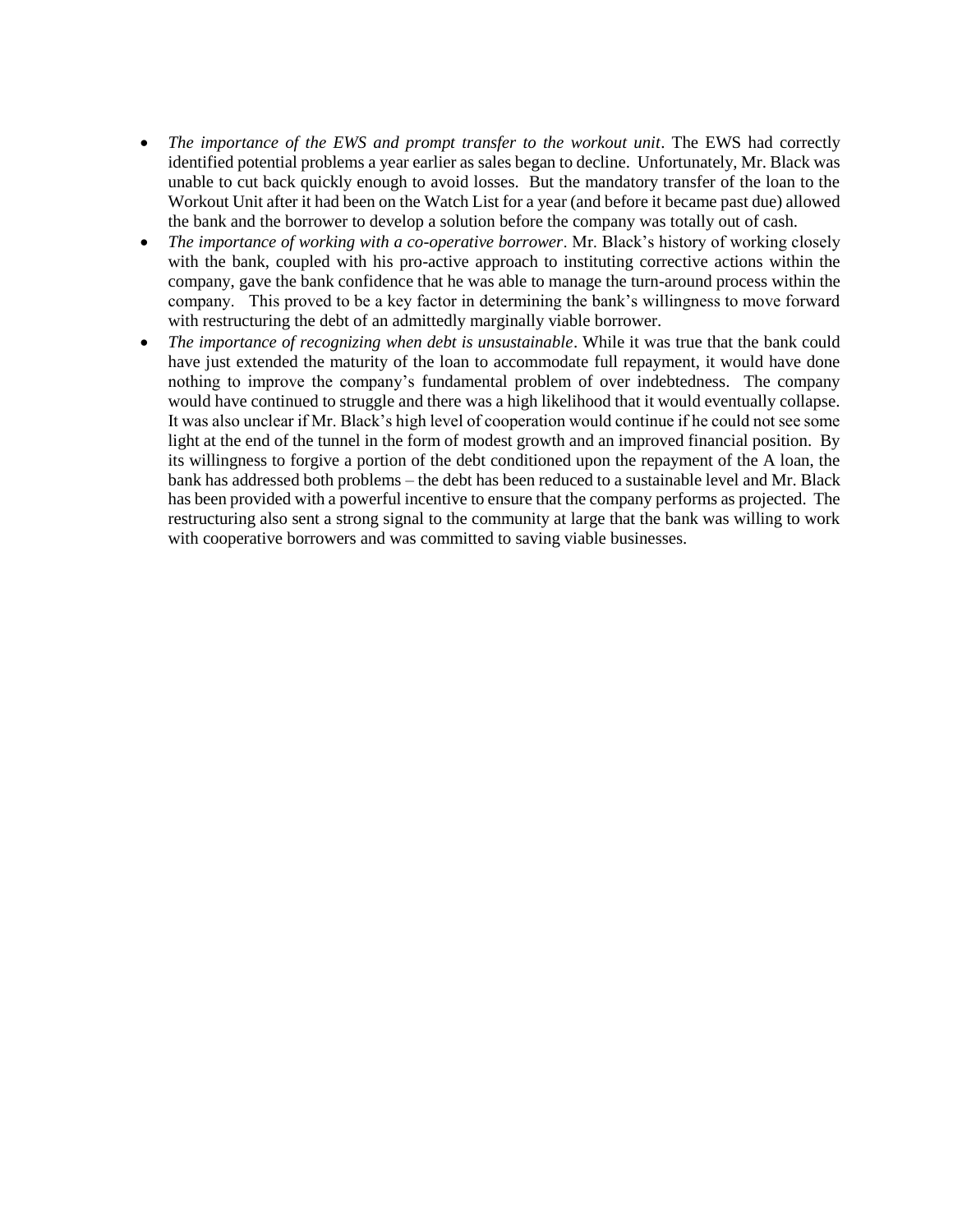- *The importance of the EWS and prompt transfer to the workout unit*. The EWS had correctly identified potential problems a year earlier as sales began to decline. Unfortunately, Mr. Black was unable to cut back quickly enough to avoid losses. But the mandatory transfer of the loan to the Workout Unit after it had been on the Watch List for a year (and before it became past due) allowed the bank and the borrower to develop a solution before the company was totally out of cash.
- *The importance of working with a co-operative borrower*. Mr. Black's history of working closely with the bank, coupled with his pro-active approach to instituting corrective actions within the company, gave the bank confidence that he was able to manage the turn-around process within the company. This proved to be a key factor in determining the bank's willingness to move forward with restructuring the debt of an admittedly marginally viable borrower.
- *The importance of recognizing when debt is unsustainable*. While it was true that the bank could have just extended the maturity of the loan to accommodate full repayment, it would have done nothing to improve the company's fundamental problem of over indebtedness. The company would have continued to struggle and there was a high likelihood that it would eventually collapse. It was also unclear if Mr. Black's high level of cooperation would continue if he could not see some light at the end of the tunnel in the form of modest growth and an improved financial position. By its willingness to forgive a portion of the debt conditioned upon the repayment of the A loan, the bank has addressed both problems – the debt has been reduced to a sustainable level and Mr. Black has been provided with a powerful incentive to ensure that the company performs as projected. The restructuring also sent a strong signal to the community at large that the bank was willing to work with cooperative borrowers and was committed to saving viable businesses.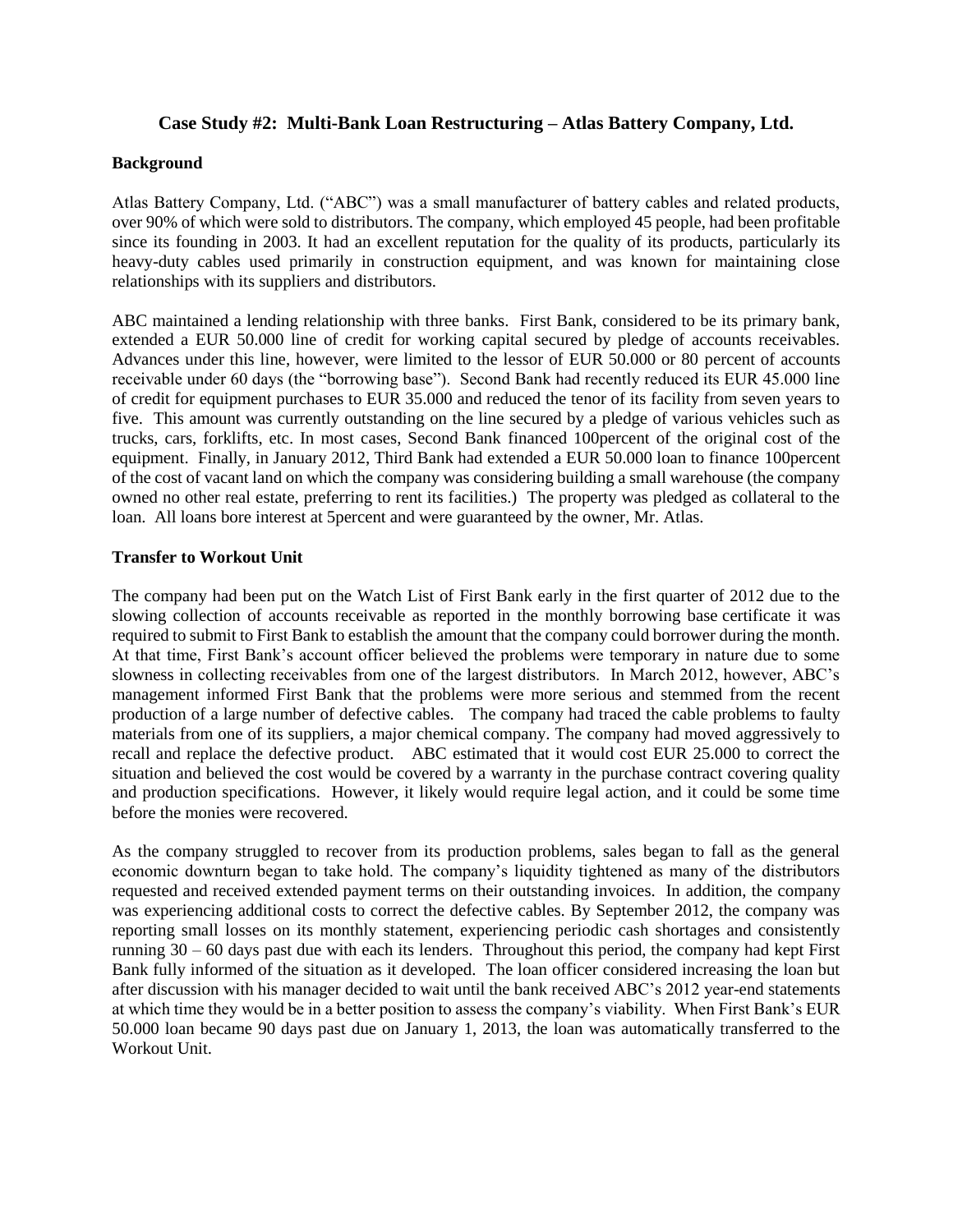## Case Study #2: Multi-Bank Loan Restructuring – Atlas Battery Company, Ltd.

### Background

Atlas Battery Company, Ltd. ("ABC") was a small manufacturer of battery cables and related products, over 90% of which were sold to distributors. The company, which employed 45 people, had been profitable since its founding in 2003. It had an excellent reputation for the quality of its products, particularly its heavy-duty cables used primarily in construction equipment, and was known for maintaining close relationships with its suppliers and distributors.

ABC maintained a lending relationship with three banks. First Bank, considered to be its primary bank, extended a EUR 50.000 line of credit for working capital secured by pledge of accounts receivables. Advances under this line, however, were limited to the lessor of EUR 50.000 or 80 percent of accounts receivable under 60 days (the "borrowing base"). Second Bank had recently reduced its EUR 45.000 line of credit for equipment purchases to EUR 35.000 and reduced the tenor of its facility from seven years to five. This amount was currently outstanding on the line secured by a pledge of various vehicles such as trucks, cars, forklifts, etc. In most cases, Second Bank financed 100percent of the original cost of the equipment. Finally, in January 2012, Third Bank had extended a EUR 50.000 loan to finance 100percent of the cost of vacant land on which the company was considering building a small warehouse (the company owned no other real estate, preferring to rent its facilities.) The property was pledged as collateral to the loan. All loans bore interest at 5percent and were guaranteed by the owner, Mr. Atlas.

### Transfer to Workout Unit

The company had been put on the Watch List of First Bank early in the first quarter of 2012 due to the slowing collection of accounts receivable as reported in the monthly borrowing base certificate it was required to submit to First Bank to establish the amount that the company could borrower during the month. At that time, First Bank's account officer believed the problems were temporary in nature due to some slowness in collecting receivables from one of the largest distributors. In March 2012, however, ABC's management informed First Bank that the problems were more serious and stemmed from the recent production of a large number of defective cables. The company had traced the cable problems to faulty materials from one of its suppliers, a major chemical company. The company had moved aggressively to recall and replace the defective product. ABC estimated that it would cost EUR 25.000 to correct the situation and believed the cost would be covered by a warranty in the purchase contract covering quality and production specifications. However, it likely would require legal action, and it could be some time before the monies were recovered.

As the company struggled to recover from its production problems, sales began to fall as the general economic downturn began to take hold. The company's liquidity tightened as many of the distributors requested and received extended payment terms on their outstanding invoices. In addition, the company was experiencing additional costs to correct the defective cables. By September 2012, the company was reporting small losses on its monthly statement, experiencing periodic cash shortages and consistently running 30 – 60 days past due with each its lenders. Throughout this period, the company had kept First Bank fully informed of the situation as it developed. The loan officer considered increasing the loan but after discussion with his manager decided to wait until the bank received ABC's 2012 year-end statements at which time they would be in a better position to assess the company's viability. When First Bank's EUR 50.000 loan became 90 days past due on January 1, 2013, the loan was automatically transferred to the Workout Unit.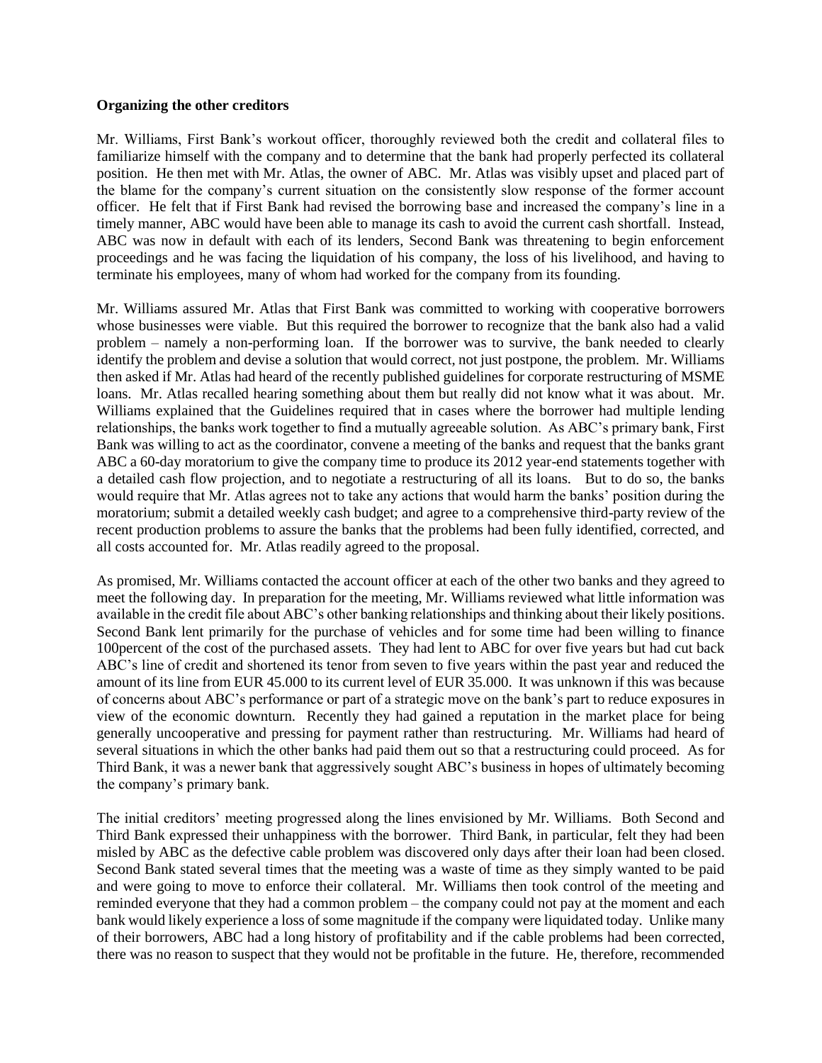**Organizing the other creditors**

Mr. Williams, First Bank's workout officer, thoroughly reviewed both the credit and collateral files to familiarize himself with the company and to determine that the bank had properly perfected its collateral position. He then met with Mr. Atlas, the owner of ABC. Mr. Atlas was visibly upset and placed part of the blame for the company's current situation on the consistently slow response of the former account officer. He felt that if First Bank had revised the borrowing base and increased the company's line in a timely manner, ABC would have been able to manage its cash to avoid the current cash shortfall. Instead, ABC was now in default with each of its lenders, Second Bank was threatening to begin enforcement proceedings and he was facing the liquidation of his company, the loss of his livelihood, and having to terminate his employees, many of whom had worked for the company from its founding.

Mr. Williams assured Mr. Atlas that First Bank was committed to working with cooperative borrowers whose businesses were viable. But this required the borrower to recognize that the bank also had a valid problem – namely a non-performing loan. If the borrower was to survive, the bank needed to clearly identify the problem and devise a solution that would correct, not just postpone, the problem. Mr. Williams then asked if Mr. Atlas had heard of the recently published guidelines for corporate restructuring of MSME loans. Mr. Atlas recalled hearing something about them but really did not know what it was about. Mr. Williams explained that the Guidelines required that in cases where the borrower had multiple lending relationships, the banks work together to find a mutually agreeable solution. As ABC's primary bank, First Bank was willing to act as the coordinator, convene a meeting of the banks and request that the banks grant ABC a 60-day moratorium to give the company time to produce its 2012 year-end statements together with a detailed cash flow projection, and to negotiate a restructuring of all its loans. But to do so, the banks would require that Mr. Atlas agrees not to take any actions that would harm the banks' position during the moratorium; submit a detailed weekly cash budget; and agree to a comprehensive third-party review of the recent production problems to assure the banks that the problems had been fully identified, corrected, and all costs accounted for. Mr. Atlas readily agreed to the proposal.

As promised, Mr. Williams contacted the account officer at each of the other two banks and they agreed to meet the following day. In preparation for the meeting, Mr. Williams reviewed what little information was available in the credit file about ABC's other banking relationships and thinking about their likely positions. Second Bank lent primarily for the purchase of vehicles and for some time had been willing to finance 100percent of the cost of the purchased assets. They had lent to ABC for over five years but had cut back ABC's line of credit and shortened its tenor from seven to five years within the past year and reduced the amount of its line from EUR 45.000 to its current level of EUR 35.000. It was unknown if this was because of concerns about ABC's performance or part of a strategic move on the bank's part to reduce exposures in view of the economic downturn. Recently they had gained a reputation in the market place for being generally uncooperative and pressing for payment rather than restructuring. Mr. Williams had heard of several situations in which the other banks had paid them out so that a restructuring could proceed. As for Third Bank, it was a newer bank that aggressively sought ABC's business in hopes of ultimately becoming the company's primary bank.

The initial creditors' meeting progressed along the lines envisioned by Mr. Williams. Both Second and Third Bank expressed their unhappiness with the borrower. Third Bank, in particular, felt they had been misled by ABC as the defective cable problem was discovered only days after their loan had been closed. Second Bank stated several times that the meeting was a waste of time as they simply wanted to be paid and were going to move to enforce their collateral. Mr. Williams then took control of the meeting and reminded everyone that they had a common problem – the company could not pay at the moment and each bank would likely experience a loss of some magnitude if the company were liquidated today. Unlike many of their borrowers, ABC had a long history of profitability and if the cable problems had been corrected, there was no reason to suspect that they would not be profitable in the future. He, therefore, recommended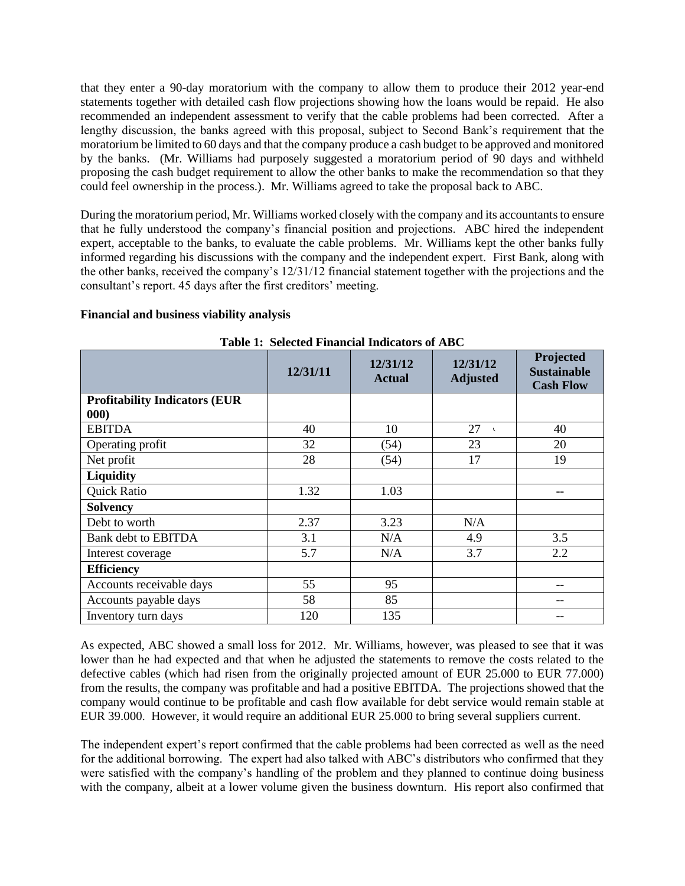that they enter a 90-day moratorium with the company to allow them to produce their 2012 year-end statements together with detailed cash flow projections showing how the loans would be repaid. He also recommended an independent assessment to verify that the cable problems had been corrected. After a lengthy discussion, the banks agreed with this proposal, subject to Second Bank's requirement that the moratorium be limited to 60 days and that the company produce a cash budget to be approved and monitored by the banks. (Mr. Williams had purposely suggested a moratorium period of 90 days and withheld proposing the cash budget requirement to allow the other banks to make the recommendation so that they could feel ownership in the process.). Mr. Williams agreed to take the proposal back to ABC.

During the moratorium period, Mr. Williams worked closely with the company and its accountants to ensure that he fully understood the company's financial position and projections. ABC hired the independent expert, acceptable to the banks, to evaluate the cable problems. Mr. Williams kept the other banks fully informed regarding his discussions with the company and the independent expert. First Bank, along with the other banks, received the company's 12/31/12 financial statement together with the projections and the consultant's report. 45 days after the first creditors' meeting.

**Financial and business viability analysis**

**Table 1: Selected Financial Indicators of ABC**

| | 12/31/11 | 12/31/12 Actual | 12/31/12 Adjusted | Projected Sustainable Cash Flow |
|---|---|---|---|---|
| **Profitability Indicators (EUR 000)** | | | | |
| EBITDA | 40 | 10 | 27 | 40 |
| Operating profit | 32 | (54) | 23 | 20 |
| Net profit | 28 | (54) | 17 | 19 |
| **Liquidity** | | | | |
| Quick Ratio | 1.32 | 1.03 | | -- |
| **Solvency** | | | | |
| Debt to worth | 2.37 | 3.23 | N/A | |
| Bank debt to EBITDA | 3.1 | N/A | 4.9 | 3.5 |
| Interest coverage | 5.7 | N/A | 3.7 | 2.2 |
| **Efficiency** | | | | |
| Accounts receivable days | 55 | 95 | | -- |
| Accounts payable days | 58 | 85 | | -- |
| Inventory turn days | 120 | 135 | | -- |

As expected, ABC showed a small loss for 2012. Mr. Williams, however, was pleased to see that it was lower than he had expected and that when he adjusted the statements to remove the costs related to the defective cables (which had risen from the originally projected amount of EUR 25.000 to EUR 77.000) from the results, the company was profitable and had a positive EBITDA. The projections showed that the company would continue to be profitable and cash flow available for debt service would remain stable at EUR 39.000. However, it would require an additional EUR 25.000 to bring several suppliers current.

The independent expert's report confirmed that the cable problems had been corrected as well as the need for the additional borrowing. The expert had also talked with ABC's distributors who confirmed that they were satisfied with the company's handling of the problem and they planned to continue doing business with the company, albeit at a lower volume given the business downturn. His report also confirmed that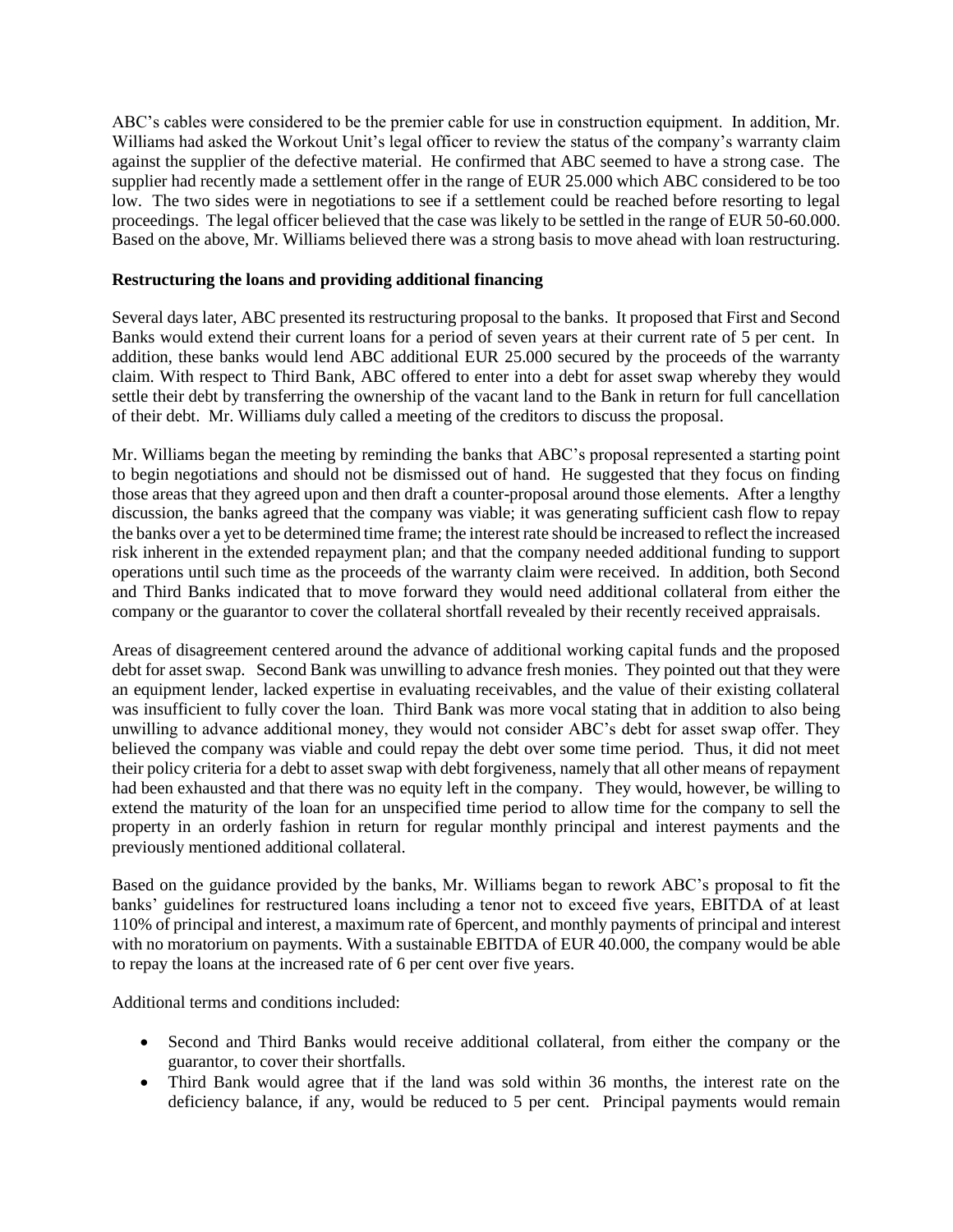ABC's cables were considered to be the premier cable for use in construction equipment. In addition, Mr. Williams had asked the Workout Unit's legal officer to review the status of the company's warranty claim against the supplier of the defective material. He confirmed that ABC seemed to have a strong case. The supplier had recently made a settlement offer in the range of EUR 25.000 which ABC considered to be too low. The two sides were in negotiations to see if a settlement could be reached before resorting to legal proceedings. The legal officer believed that the case was likely to be settled in the range of EUR 50-60.000. Based on the above, Mr. Williams believed there was a strong basis to move ahead with loan restructuring.

**Restructuring the loans and providing additional financing**

Several days later, ABC presented its restructuring proposal to the banks. It proposed that First and Second Banks would extend their current loans for a period of seven years at their current rate of 5 per cent. In addition, these banks would lend ABC additional EUR 25.000 secured by the proceeds of the warranty claim. With respect to Third Bank, ABC offered to enter into a debt for asset swap whereby they would settle their debt by transferring the ownership of the vacant land to the Bank in return for full cancellation of their debt. Mr. Williams duly called a meeting of the creditors to discuss the proposal.

Mr. Williams began the meeting by reminding the banks that ABC's proposal represented a starting point to begin negotiations and should not be dismissed out of hand. He suggested that they focus on finding those areas that they agreed upon and then draft a counter-proposal around those elements. After a lengthy discussion, the banks agreed that the company was viable; it was generating sufficient cash flow to repay the banks over a yet to be determined time frame; the interest rate should be increased to reflect the increased risk inherent in the extended repayment plan; and that the company needed additional funding to support operations until such time as the proceeds of the warranty claim were received. In addition, both Second and Third Banks indicated that to move forward they would need additional collateral from either the company or the guarantor to cover the collateral shortfall revealed by their recently received appraisals.

Areas of disagreement centered around the advance of additional working capital funds and the proposed debt for asset swap. Second Bank was unwilling to advance fresh monies. They pointed out that they were an equipment lender, lacked expertise in evaluating receivables, and the value of their existing collateral was insufficient to fully cover the loan. Third Bank was more vocal stating that in addition to also being unwilling to advance additional money, they would not consider ABC's debt for asset swap offer. They believed the company was viable and could repay the debt over some time period. Thus, it did not meet their policy criteria for a debt to asset swap with debt forgiveness, namely that all other means of repayment had been exhausted and that there was no equity left in the company. They would, however, be willing to extend the maturity of the loan for an unspecified time period to allow time for the company to sell the property in an orderly fashion in return for regular monthly principal and interest payments and the previously mentioned additional collateral.

Based on the guidance provided by the banks, Mr. Williams began to rework ABC's proposal to fit the banks' guidelines for restructured loans including a tenor not to exceed five years, EBITDA of at least 110% of principal and interest, a maximum rate of 6percent, and monthly payments of principal and interest with no moratorium on payments. With a sustainable EBITDA of EUR 40.000, the company would be able to repay the loans at the increased rate of 6 per cent over five years.

Additional terms and conditions included:

- Second and Third Banks would receive additional collateral, from either the company or the guarantor, to cover their shortfalls.
- Third Bank would agree that if the land was sold within 36 months, the interest rate on the deficiency balance, if any, would be reduced to 5 per cent. Principal payments would remain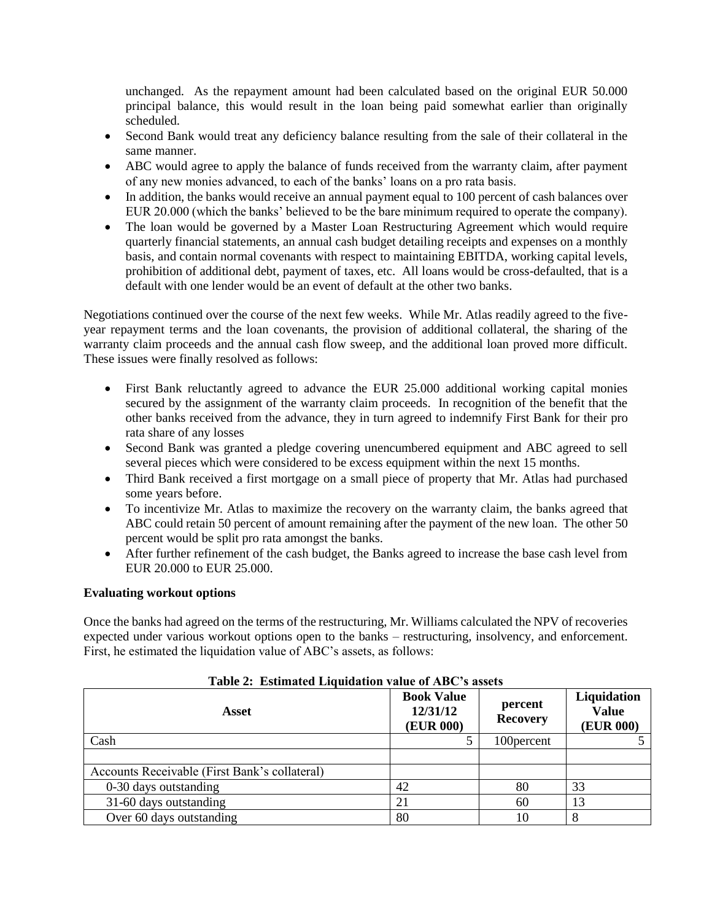unchanged. As the repayment amount had been calculated based on the original EUR 50.000 principal balance, this would result in the loan being paid somewhat earlier than originally scheduled.

- Second Bank would treat any deficiency balance resulting from the sale of their collateral in the same manner.
- ABC would agree to apply the balance of funds received from the warranty claim, after payment of any new monies advanced, to each of the banks' loans on a pro rata basis.
- In addition, the banks would receive an annual payment equal to 100 percent of cash balances over EUR 20.000 (which the banks' believed to be the bare minimum required to operate the company).
- The loan would be governed by a Master Loan Restructuring Agreement which would require quarterly financial statements, an annual cash budget detailing receipts and expenses on a monthly basis, and contain normal covenants with respect to maintaining EBITDA, working capital levels, prohibition of additional debt, payment of taxes, etc. All loans would be cross-defaulted, that is a default with one lender would be an event of default at the other two banks.

Negotiations continued over the course of the next few weeks. While Mr. Atlas readily agreed to the five-year repayment terms and the loan covenants, the provision of additional collateral, the sharing of the warranty claim proceeds and the annual cash flow sweep, and the additional loan proved more difficult. These issues were finally resolved as follows:

- First Bank reluctantly agreed to advance the EUR 25.000 additional working capital monies secured by the assignment of the warranty claim proceeds. In recognition of the benefit that the other banks received from the advance, they in turn agreed to indemnify First Bank for their pro rata share of any losses
- Second Bank was granted a pledge covering unencumbered equipment and ABC agreed to sell several pieces which were considered to be excess equipment within the next 15 months.
- Third Bank received a first mortgage on a small piece of property that Mr. Atlas had purchased some years before.
- To incentivize Mr. Atlas to maximize the recovery on the warranty claim, the banks agreed that ABC could retain 50 percent of amount remaining after the payment of the new loan. The other 50 percent would be split pro rata amongst the banks.
- After further refinement of the cash budget, the Banks agreed to increase the base cash level from EUR 20.000 to EUR 25.000.

**Evaluating workout options**

Once the banks had agreed on the terms of the restructuring, Mr. Williams calculated the NPV of recoveries expected under various workout options open to the banks – restructuring, insolvency, and enforcement. First, he estimated the liquidation value of ABC's assets, as follows:

**Table 2: Estimated Liquidation value of ABC's assets**

| Asset | Book Value 12/31/12 (EUR 000) | percent Recovery | Liquidation Value (EUR 000) |
|---|---|---|---|
| Cash | 5 | 100percent | 5 |
| | | | |
| Accounts Receivable (First Bank's collateral) | | | |
| 0-30 days outstanding | 42 | 80 | 33 |
| 31-60 days outstanding | 21 | 60 | 13 |
| Over 60 days outstanding | 80 | 10 | 8 |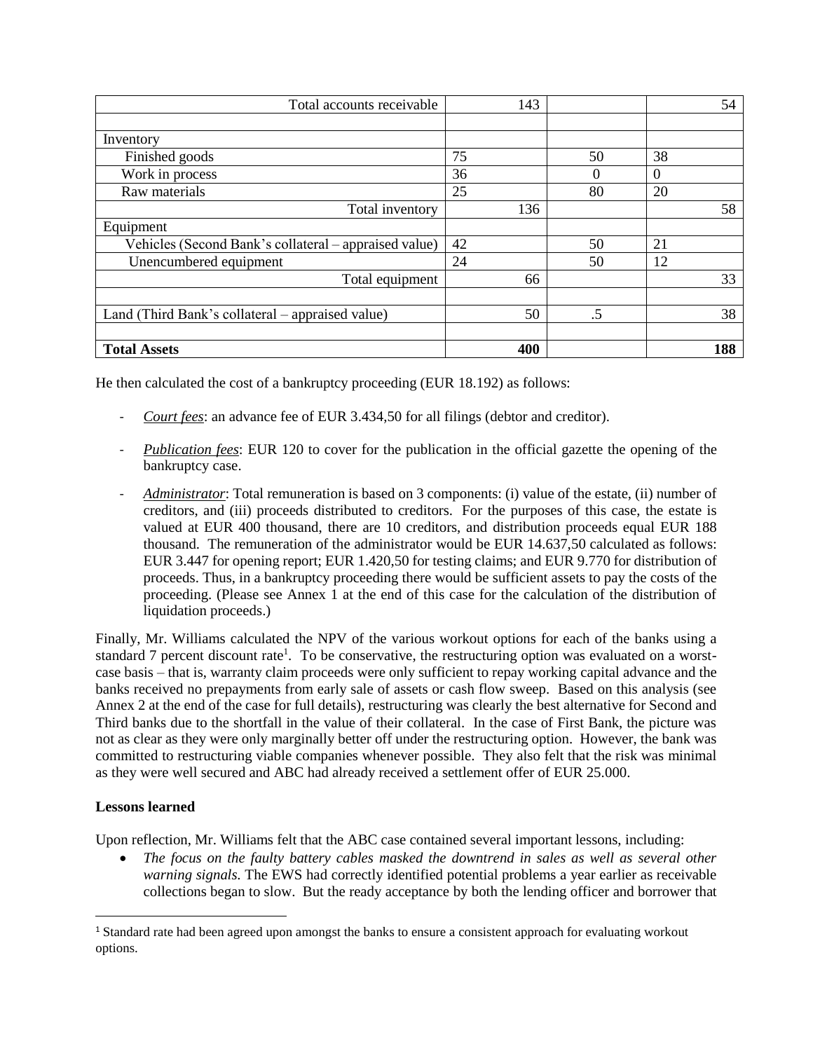| | | | |
|---|---|---|---|
| Total accounts receivable | 143 | | 54 |
| | | | |
| Inventory | | | |
| Finished goods | 75 | 50 | 38 |
| Work in process | 36 | 0 | 0 |
| Raw materials | 25 | 80 | 20 |
| Total inventory | 136 | | 58 |
| Equipment | | | |
| Vehicles (Second Bank's collateral – appraised value) | 42 | 50 | 21 |
| Unencumbered equipment | 24 | 50 | 12 |
| Total equipment | 66 | | 33 |
| | | | |
| Land (Third Bank's collateral – appraised value) | 50 | .5 | 38 |
| | | | |
| **Total Assets** | **400** | | **188** |

He then calculated the cost of a bankruptcy proceeding (EUR 18.192) as follows:

- *Court fees*: an advance fee of EUR 3.434,50 for all filings (debtor and creditor).
- *Publication fees*: EUR 120 to cover for the publication in the official gazette the opening of the bankruptcy case.
- *Administrator*: Total remuneration is based on 3 components: (i) value of the estate, (ii) number of creditors, and (iii) proceeds distributed to creditors. For the purposes of this case, the estate is valued at EUR 400 thousand, there are 10 creditors, and distribution proceeds equal EUR 188 thousand. The remuneration of the administrator would be EUR 14.637,50 calculated as follows: EUR 3.447 for opening report; EUR 1.420,50 for testing claims; and EUR 9.770 for distribution of proceeds. Thus, in a bankruptcy proceeding there would be sufficient assets to pay the costs of the proceeding. (Please see Annex 1 at the end of this case for the calculation of the distribution of liquidation proceeds.)

Finally, Mr. Williams calculated the NPV of the various workout options for each of the banks using a standard 7 percent discount rate[1]. To be conservative, the restructuring option was evaluated on a worst-case basis – that is, warranty claim proceeds were only sufficient to repay working capital advance and the banks received no prepayments from early sale of assets or cash flow sweep. Based on this analysis (see Annex 2 at the end of the case for full details), restructuring was clearly the best alternative for Second and Third banks due to the shortfall in the value of their collateral. In the case of First Bank, the picture was not as clear as they were only marginally better off under the restructuring option. However, the bank was committed to restructuring viable companies whenever possible. They also felt that the risk was minimal as they were well secured and ABC had already received a settlement offer of EUR 25.000.

**Lessons learned**

Upon reflection, Mr. Williams felt that the ABC case contained several important lessons, including:

- *The focus on the faulty battery cables masked the downtrend in sales as well as several other warning signals.* The EWS had correctly identified potential problems a year earlier as receivable collections began to slow. But the ready acceptance by both the lending officer and borrower that

[1] Standard rate had been agreed upon amongst the banks to ensure a consistent approach for evaluating workout options.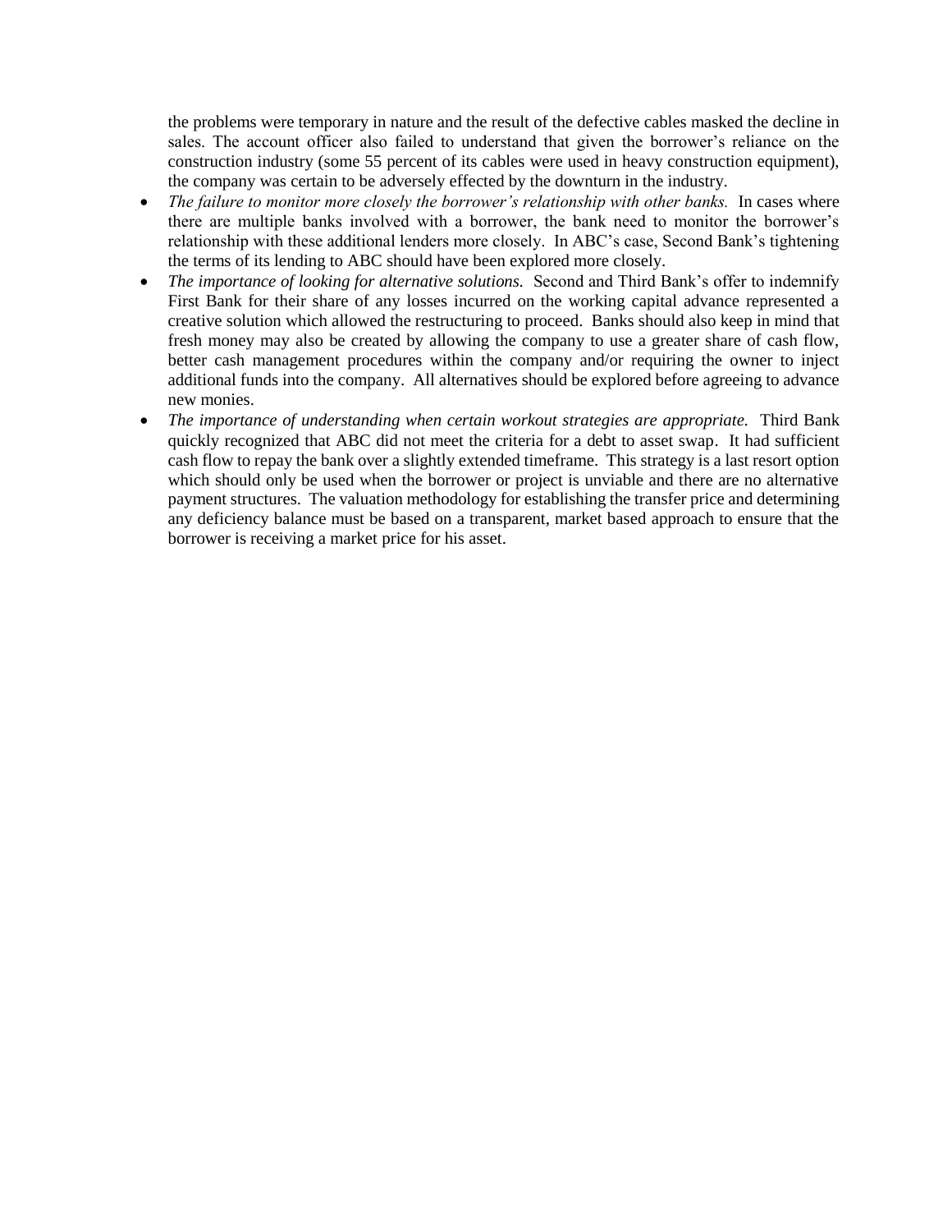the problems were temporary in nature and the result of the defective cables masked the decline in sales. The account officer also failed to understand that given the borrower's reliance on the construction industry (some 55 percent of its cables were used in heavy construction equipment), the company was certain to be adversely effected by the downturn in the industry.

- *The failure to monitor more closely the borrower's relationship with other banks.* In cases where there are multiple banks involved with a borrower, the bank need to monitor the borrower's relationship with these additional lenders more closely. In ABC's case, Second Bank's tightening the terms of its lending to ABC should have been explored more closely.
- *The importance of looking for alternative solutions.* Second and Third Bank's offer to indemnify First Bank for their share of any losses incurred on the working capital advance represented a creative solution which allowed the restructuring to proceed. Banks should also keep in mind that fresh money may also be created by allowing the company to use a greater share of cash flow, better cash management procedures within the company and/or requiring the owner to inject additional funds into the company. All alternatives should be explored before agreeing to advance new monies.
- *The importance of understanding when certain workout strategies are appropriate.* Third Bank quickly recognized that ABC did not meet the criteria for a debt to asset swap. It had sufficient cash flow to repay the bank over a slightly extended timeframe. This strategy is a last resort option which should only be used when the borrower or project is unviable and there are no alternative payment structures. The valuation methodology for establishing the transfer price and determining any deficiency balance must be based on a transparent, market based approach to ensure that the borrower is receiving a market price for his asset.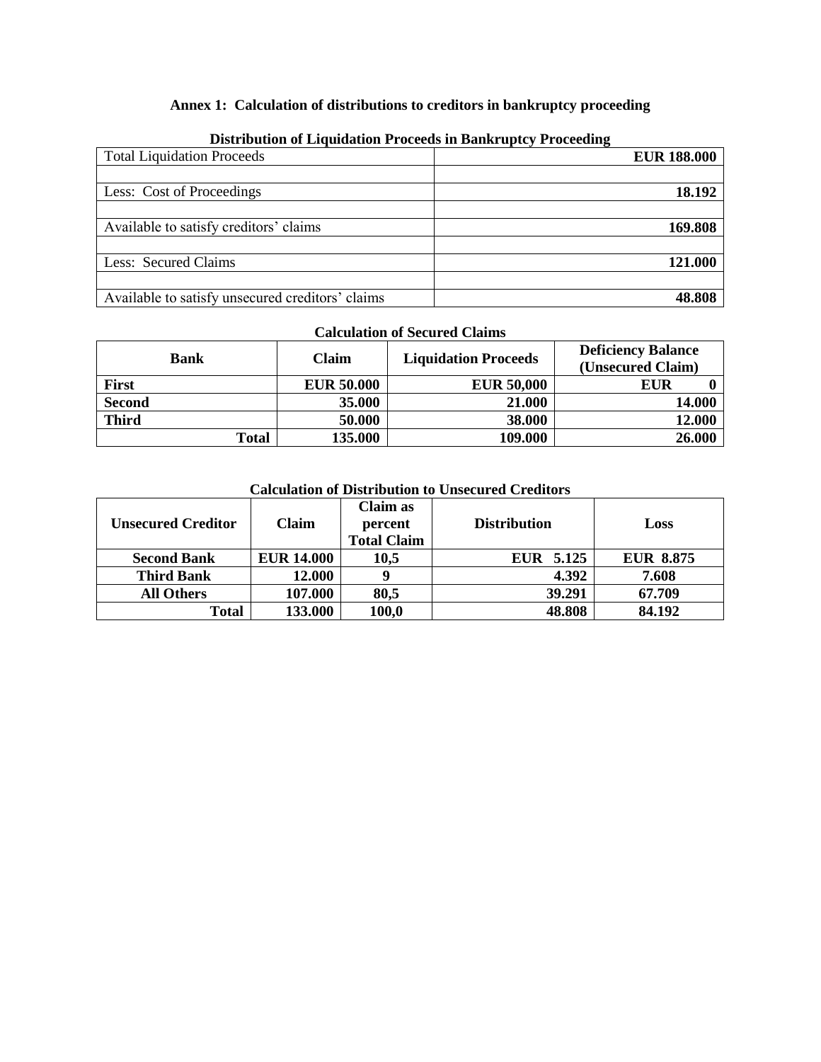## Annex 1: Calculation of distributions to creditors in bankruptcy proceeding

**Distribution of Liquidation Proceeds in Bankruptcy Proceeding**

| Total Liquidation Proceeds | **EUR 188.000** |
|---|---|
| | |
| Less: Cost of Proceedings | **18.192** |
| | |
| Available to satisfy creditors' claims | **169.808** |
| | |
| Less: Secured Claims | **121.000** |
| | |
| Available to satisfy unsecured creditors' claims | **48.808** |

**Calculation of Secured Claims**

| Bank | Claim | Liquidation Proceeds | Deficiency Balance (Unsecured Claim) |
|---|---|---|---|
| **First** | **EUR 50.000** | **EUR 50,000** | **EUR 0** |
| **Second** | **35.000** | **21.000** | **14.000** |
| **Third** | **50.000** | **38.000** | **12.000** |
| **Total** | **135.000** | **109.000** | **26.000** |

**Calculation of Distribution to Unsecured Creditors**

| Unsecured Creditor | Claim | Claim as percent Total Claim | Distribution | Loss |
|---|---|---|---|---|
| **Second Bank** | **EUR 14.000** | **10,5** | **EUR 5.125** | **EUR 8.875** |
| **Third Bank** | **12.000** | **9** | **4.392** | **7.608** |
| **All Others** | **107.000** | **80,5** | **39.291** | **67.709** |
| **Total** | **133.000** | **100,0** | **48.808** | **84.192** |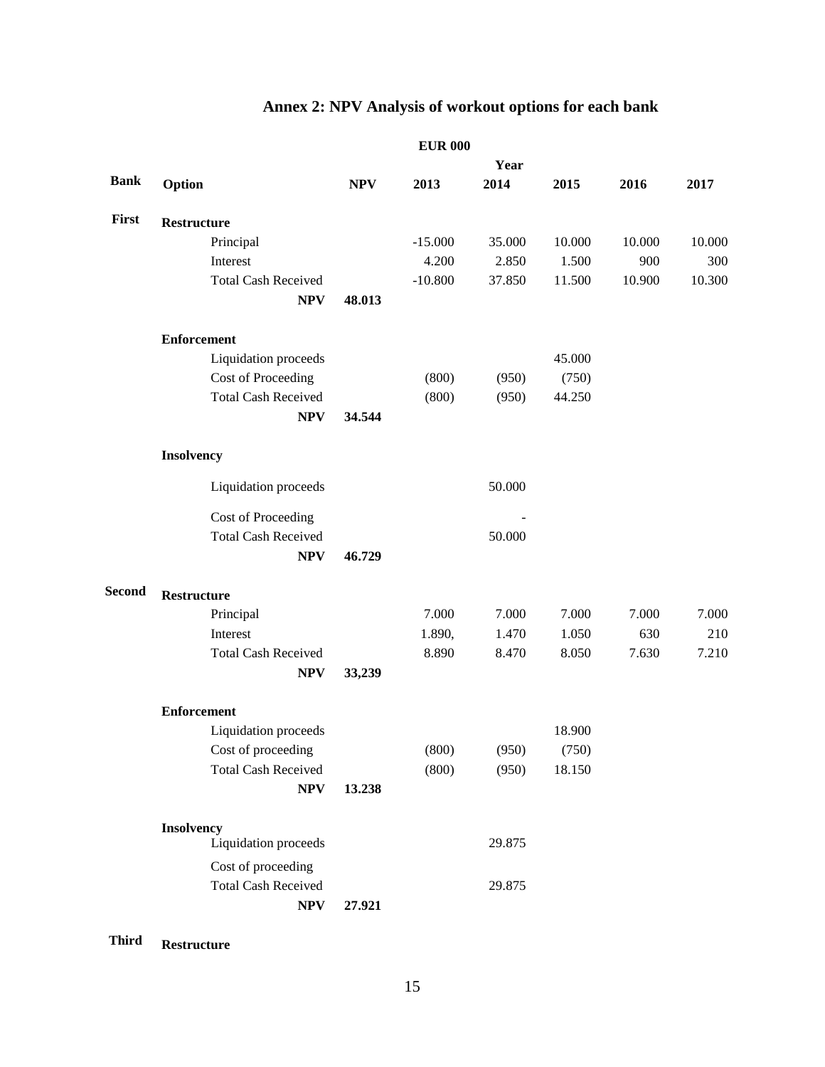# Annex 2: NPV Analysis of workout options for each bank

| | | | EUR 000 | | | | |
|---|---|---|---|---|---|---|---|
| | | | | Year | | | |
| **Bank** | **Option** | **NPV** | **2013** | **2014** | **2015** | **2016** | **2017** |
| **First** | **Restructure** | | | | | | |
| | Principal | | -15.000 | 35.000 | 10.000 | 10.000 | 10.000 |
| | Interest | | 4.200 | 2.850 | 1.500 | 900 | 300 |
| | Total Cash Received | | -10.800 | 37.850 | 11.500 | 10.900 | 10.300 |
| | **NPV** | **48.013** | | | | | |
| | **Enforcement** | | | | | | |
| | Liquidation proceeds | | | | 45.000 | | |
| | Cost of Proceeding | | (800) | (950) | (750) | | |
| | Total Cash Received | | (800) | (950) | 44.250 | | |
| | **NPV** | **34.544** | | | | | |
| | **Insolvency** | | | | | | |
| | Liquidation proceeds | | | 50.000 | | | |
| | Cost of Proceeding | | | - | | | |
| | Total Cash Received | | | 50.000 | | | |
| | **NPV** | **46.729** | | | | | |
| **Second** | **Restructure** | | | | | | |
| | Principal | | 7.000 | 7.000 | 7.000 | 7.000 | 7.000 |
| | Interest | | 1.890, | 1.470 | 1.050 | 630 | 210 |
| | Total Cash Received | | 8.890 | 8.470 | 8.050 | 7.630 | 7.210 |
| | **NPV** | **33,239** | | | | | |
| | **Enforcement** | | | | | | |
| | Liquidation proceeds | | | | 18.900 | | |
| | Cost of proceeding | | (800) | (950) | (750) | | |
| | Total Cash Received | | (800) | (950) | 18.150 | | |
| | **NPV** | **13.238** | | | | | |
| | **Insolvency** | | | | | | |
| | Liquidation proceeds | | | 29.875 | | | |
| | Cost of proceeding | | | | | | |
| | Total Cash Received | | | 29.875 | | | |
| | **NPV** | **27.921** | | | | | |
| **Third** | **Restructure** | | | | | | |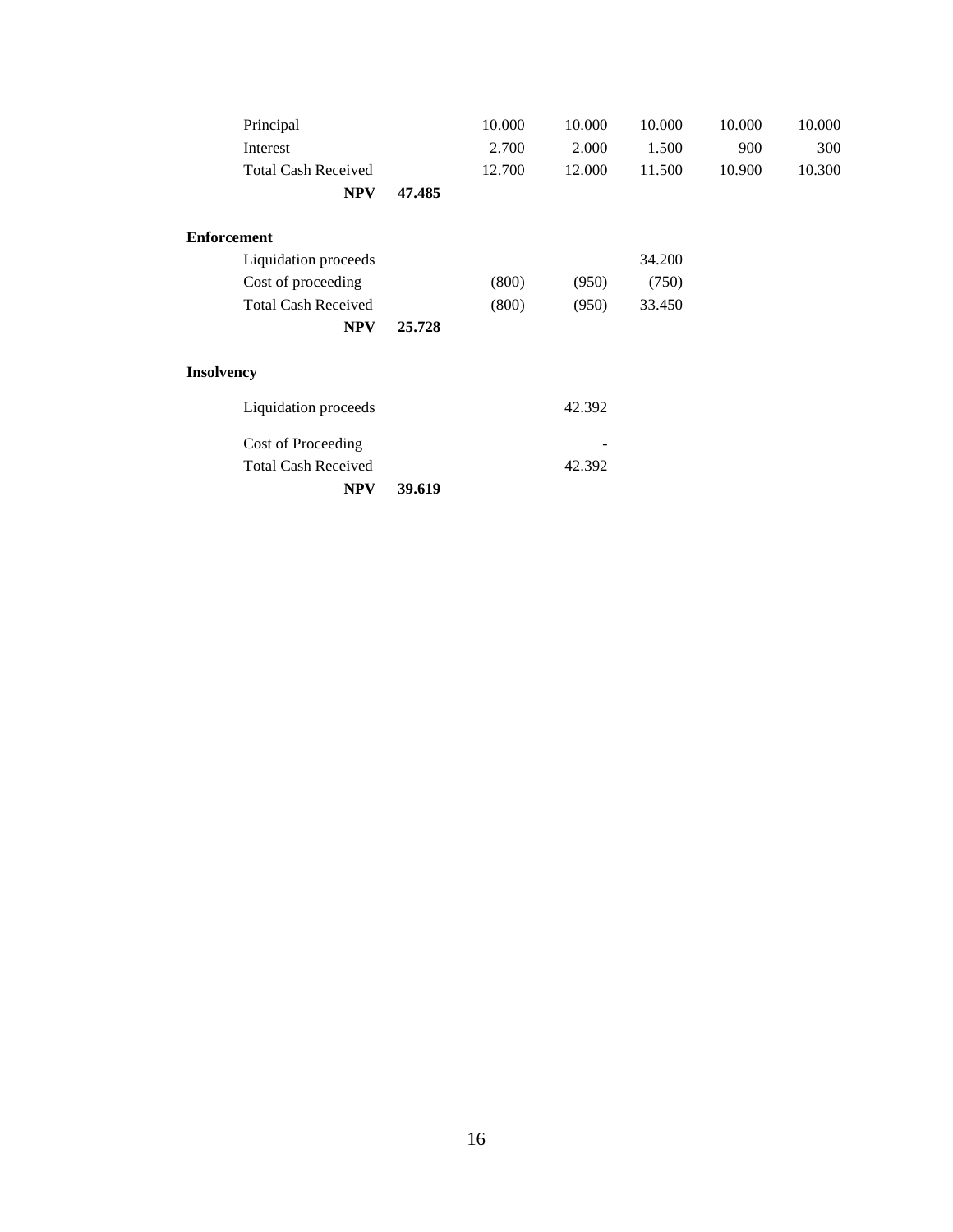| | | | | | | |
|---|---|---|---|---|---|---|
| Principal | | 10.000 | 10.000 | 10.000 | 10.000 | 10.000 |
| Interest | | 2.700 | 2.000 | 1.500 | 900 | 300 |
| Total Cash Received | | 12.700 | 12.000 | 11.500 | 10.900 | 10.300 |
| **NPV** | **47.485** | | | | | |
| **Enforcement** | | | | | | |
| Liquidation proceeds | | | | 34.200 | | |
| Cost of proceeding | | (800) | (950) | (750) | | |
| Total Cash Received | | (800) | (950) | 33.450 | | |
| **NPV** | **25.728** | | | | | |
| **Insolvency** | | | | | | |
| Liquidation proceeds | | | 42.392 | | | |
| Cost of Proceeding | | | - | | | |
| Total Cash Received | | | 42.392 | | | |
| **NPV** | **39.619** | | | | | |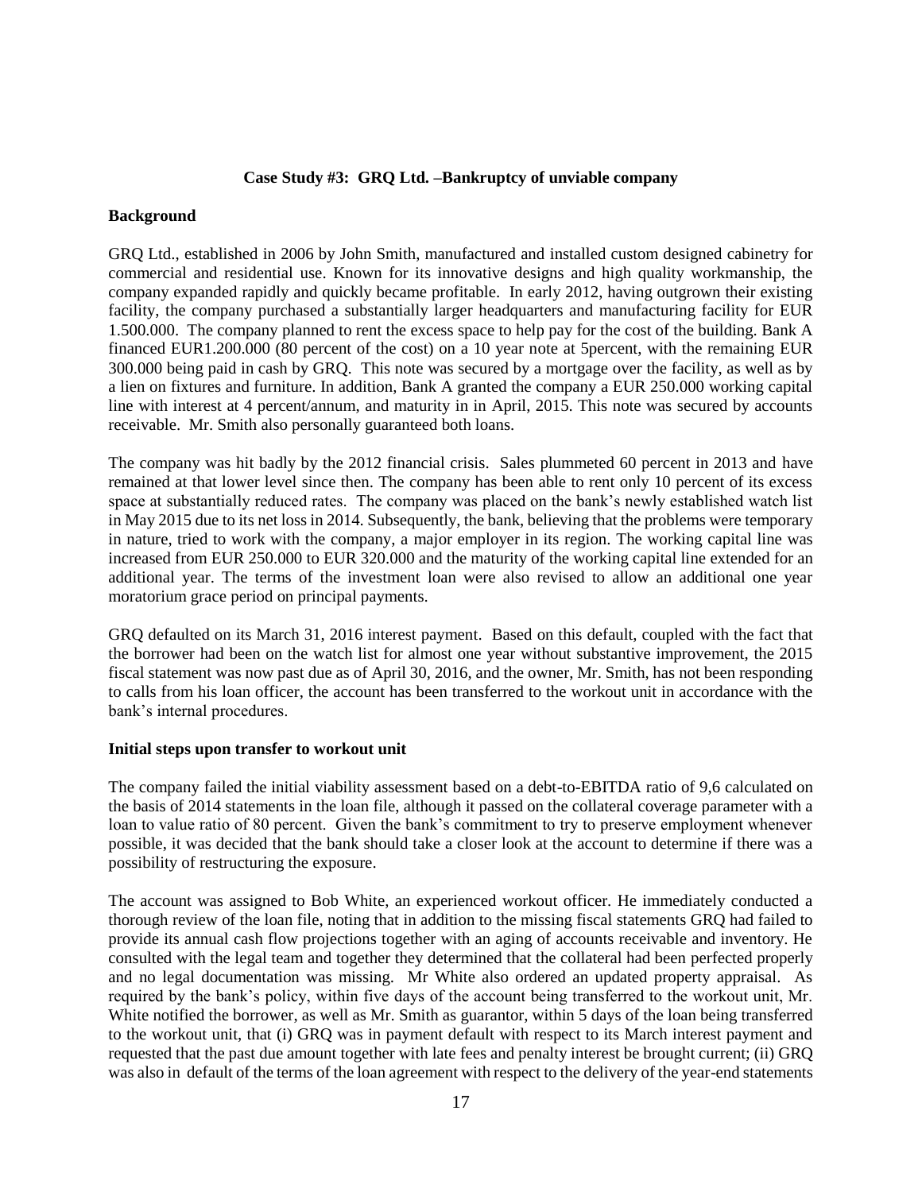### Case Study #3: GRQ Ltd. –Bankruptcy of unviable company

**Background**

GRQ Ltd., established in 2006 by John Smith, manufactured and installed custom designed cabinetry for commercial and residential use. Known for its innovative designs and high quality workmanship, the company expanded rapidly and quickly became profitable. In early 2012, having outgrown their existing facility, the company purchased a substantially larger headquarters and manufacturing facility for EUR 1.500.000. The company planned to rent the excess space to help pay for the cost of the building. Bank A financed EUR1.200.000 (80 percent of the cost) on a 10 year note at 5percent, with the remaining EUR 300.000 being paid in cash by GRQ. This note was secured by a mortgage over the facility, as well as by a lien on fixtures and furniture. In addition, Bank A granted the company a EUR 250.000 working capital line with interest at 4 percent/annum, and maturity in in April, 2015. This note was secured by accounts receivable. Mr. Smith also personally guaranteed both loans.

The company was hit badly by the 2012 financial crisis. Sales plummeted 60 percent in 2013 and have remained at that lower level since then. The company has been able to rent only 10 percent of its excess space at substantially reduced rates. The company was placed on the bank's newly established watch list in May 2015 due to its net loss in 2014. Subsequently, the bank, believing that the problems were temporary in nature, tried to work with the company, a major employer in its region. The working capital line was increased from EUR 250.000 to EUR 320.000 and the maturity of the working capital line extended for an additional year. The terms of the investment loan were also revised to allow an additional one year moratorium grace period on principal payments.

GRQ defaulted on its March 31, 2016 interest payment. Based on this default, coupled with the fact that the borrower had been on the watch list for almost one year without substantive improvement, the 2015 fiscal statement was now past due as of April 30, 2016, and the owner, Mr. Smith, has not been responding to calls from his loan officer, the account has been transferred to the workout unit in accordance with the bank's internal procedures.

**Initial steps upon transfer to workout unit**

The company failed the initial viability assessment based on a debt-to-EBITDA ratio of 9,6 calculated on the basis of 2014 statements in the loan file, although it passed on the collateral coverage parameter with a loan to value ratio of 80 percent. Given the bank's commitment to try to preserve employment whenever possible, it was decided that the bank should take a closer look at the account to determine if there was a possibility of restructuring the exposure.

The account was assigned to Bob White, an experienced workout officer. He immediately conducted a thorough review of the loan file, noting that in addition to the missing fiscal statements GRQ had failed to provide its annual cash flow projections together with an aging of accounts receivable and inventory. He consulted with the legal team and together they determined that the collateral had been perfected properly and no legal documentation was missing. Mr White also ordered an updated property appraisal. As required by the bank's policy, within five days of the account being transferred to the workout unit, Mr. White notified the borrower, as well as Mr. Smith as guarantor, within 5 days of the loan being transferred to the workout unit, that (i) GRQ was in payment default with respect to its March interest payment and requested that the past due amount together with late fees and penalty interest be brought current; (ii) GRQ was also in default of the terms of the loan agreement with respect to the delivery of the year-end statements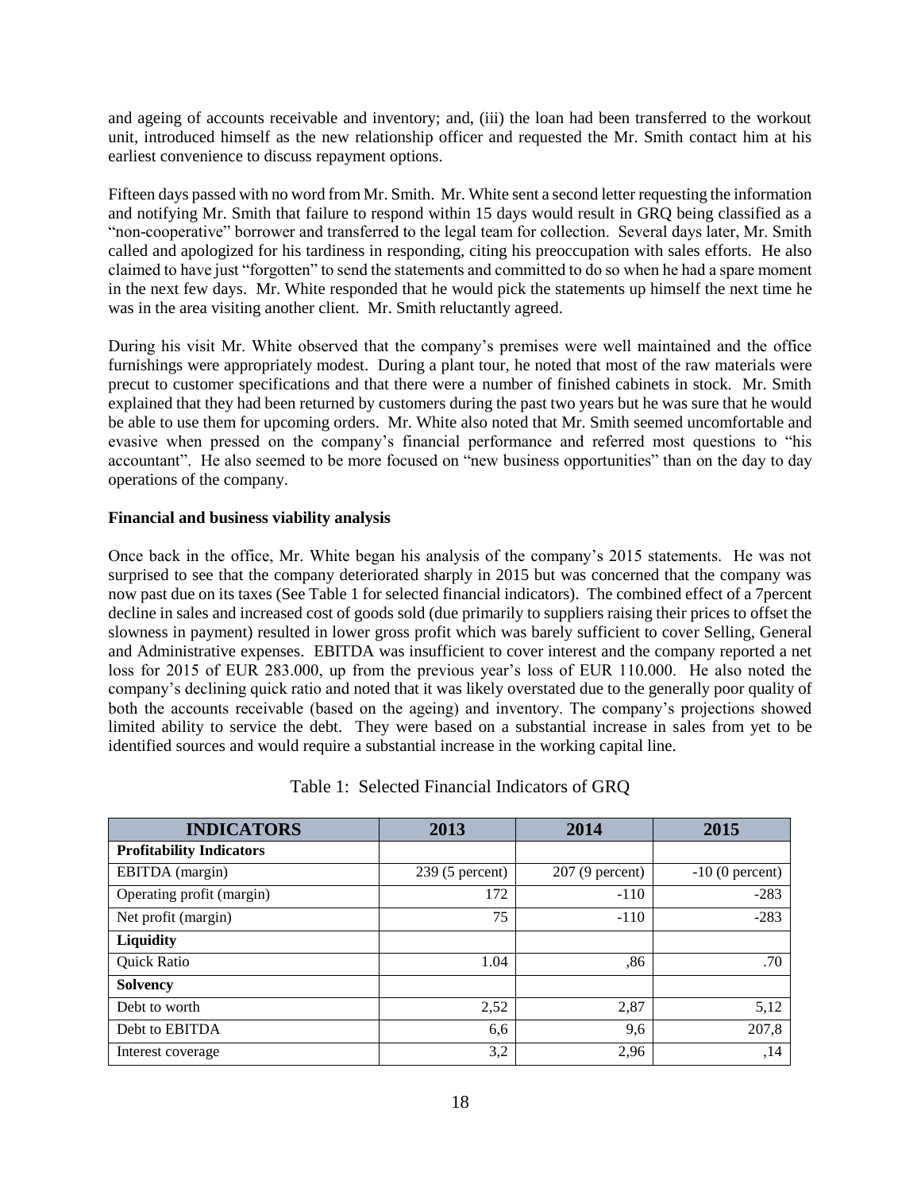and ageing of accounts receivable and inventory; and, (iii) the loan had been transferred to the workout unit, introduced himself as the new relationship officer and requested the Mr. Smith contact him at his earliest convenience to discuss repayment options.

Fifteen days passed with no word from Mr. Smith. Mr. White sent a second letter requesting the information and notifying Mr. Smith that failure to respond within 15 days would result in GRQ being classified as a "non-cooperative" borrower and transferred to the legal team for collection. Several days later, Mr. Smith called and apologized for his tardiness in responding, citing his preoccupation with sales efforts. He also claimed to have just "forgotten" to send the statements and committed to do so when he had a spare moment in the next few days. Mr. White responded that he would pick the statements up himself the next time he was in the area visiting another client. Mr. Smith reluctantly agreed.

During his visit Mr. White observed that the company's premises were well maintained and the office furnishings were appropriately modest. During a plant tour, he noted that most of the raw materials were precut to customer specifications and that there were a number of finished cabinets in stock. Mr. Smith explained that they had been returned by customers during the past two years but he was sure that he would be able to use them for upcoming orders. Mr. White also noted that Mr. Smith seemed uncomfortable and evasive when pressed on the company's financial performance and referred most questions to "his accountant". He also seemed to be more focused on "new business opportunities" than on the day to day operations of the company.

**Financial and business viability analysis**

Once back in the office, Mr. White began his analysis of the company's 2015 statements. He was not surprised to see that the company deteriorated sharply in 2015 but was concerned that the company was now past due on its taxes (See Table 1 for selected financial indicators). The combined effect of a 7percent decline in sales and increased cost of goods sold (due primarily to suppliers raising their prices to offset the slowness in payment) resulted in lower gross profit which was barely sufficient to cover Selling, General and Administrative expenses. EBITDA was insufficient to cover interest and the company reported a net loss for 2015 of EUR 283.000, up from the previous year's loss of EUR 110.000. He also noted the company's declining quick ratio and noted that it was likely overstated due to the generally poor quality of both the accounts receivable (based on the ageing) and inventory. The company's projections showed limited ability to service the debt. They were based on a substantial increase in sales from yet to be identified sources and would require a substantial increase in the working capital line.

Table 1: Selected Financial Indicators of GRQ

| INDICATORS | 2013 | 2014 | 2015 |
|---|---|---|---|
| **Profitability Indicators** | | | |
| EBITDA (margin) | 239 (5 percent) | 207 (9 percent) | -10 (0 percent) |
| Operating profit (margin) | 172 | -110 | -283 |
| Net profit (margin) | 75 | -110 | -283 |
| **Liquidity** | | | |
| Quick Ratio | 1.04 | ,86 | .70 |
| **Solvency** | | | |
| Debt to worth | 2,52 | 2,87 | 5,12 |
| Debt to EBITDA | 6,6 | 9,6 | 207,8 |
| Interest coverage | 3,2 | 2,96 | ,14 |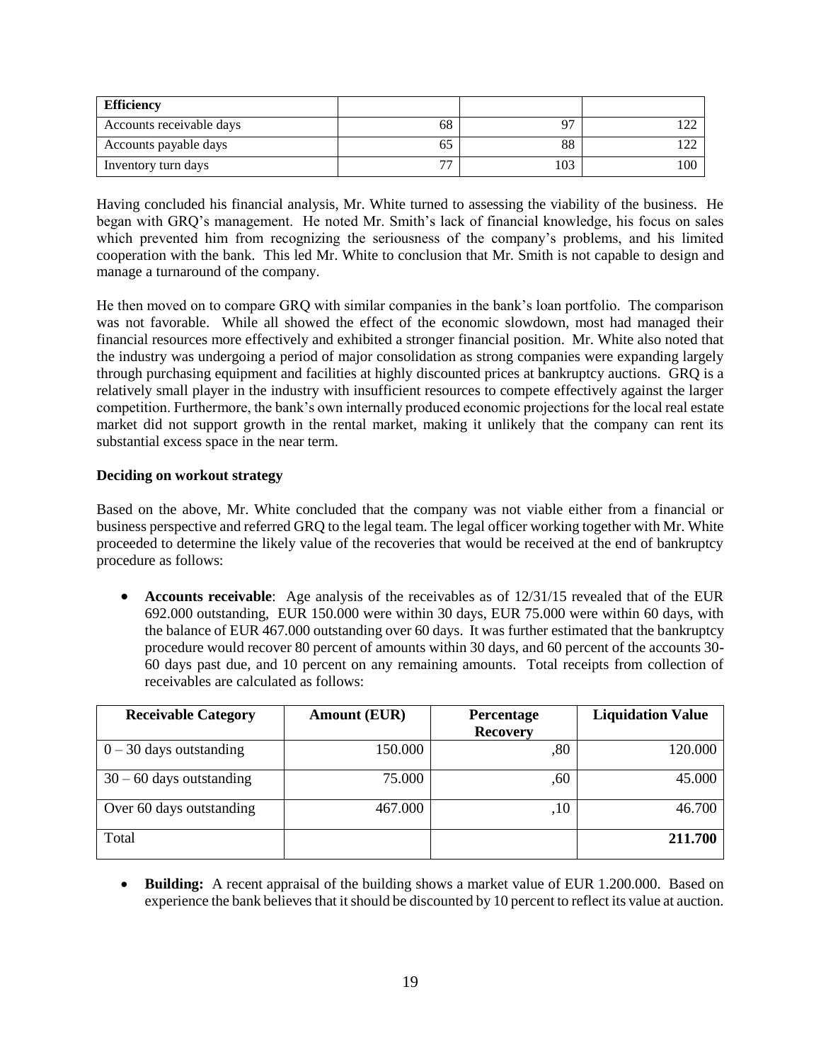| **Efficiency** | | | |
|---|---|---|---|
| Accounts receivable days | 68 | 97 | 122 |
| Accounts payable days | 65 | 88 | 122 |
| Inventory turn days | 77 | 103 | 100 |

Having concluded his financial analysis, Mr. White turned to assessing the viability of the business. He began with GRQ's management. He noted Mr. Smith's lack of financial knowledge, his focus on sales which prevented him from recognizing the seriousness of the company's problems, and his limited cooperation with the bank. This led Mr. White to conclusion that Mr. Smith is not capable to design and manage a turnaround of the company.

He then moved on to compare GRQ with similar companies in the bank's loan portfolio. The comparison was not favorable. While all showed the effect of the economic slowdown, most had managed their financial resources more effectively and exhibited a stronger financial position. Mr. White also noted that the industry was undergoing a period of major consolidation as strong companies were expanding largely through purchasing equipment and facilities at highly discounted prices at bankruptcy auctions. GRQ is a relatively small player in the industry with insufficient resources to compete effectively against the larger competition. Furthermore, the bank's own internally produced economic projections for the local real estate market did not support growth in the rental market, making it unlikely that the company can rent its substantial excess space in the near term.

**Deciding on workout strategy**

Based on the above, Mr. White concluded that the company was not viable either from a financial or business perspective and referred GRQ to the legal team. The legal officer working together with Mr. White proceeded to determine the likely value of the recoveries that would be received at the end of bankruptcy procedure as follows:

- **Accounts receivable**: Age analysis of the receivables as of 12/31/15 revealed that of the EUR 692.000 outstanding, EUR 150.000 were within 30 days, EUR 75.000 were within 60 days, with the balance of EUR 467.000 outstanding over 60 days. It was further estimated that the bankruptcy procedure would recover 80 percent of amounts within 30 days, and 60 percent of the accounts 30-60 days past due, and 10 percent on any remaining amounts. Total receipts from collection of receivables are calculated as follows:

| Receivable Category | Amount (EUR) | Percentage Recovery | Liquidation Value |
|---|---|---|---|
| 0 – 30 days outstanding | 150.000 | ,80 | 120.000 |
| 30 – 60 days outstanding | 75.000 | ,60 | 45.000 |
| Over 60 days outstanding | 467.000 | ,10 | 46.700 |
| Total | | | **211.700** |

- **Building:** A recent appraisal of the building shows a market value of EUR 1.200.000. Based on experience the bank believes that it should be discounted by 10 percent to reflect its value at auction.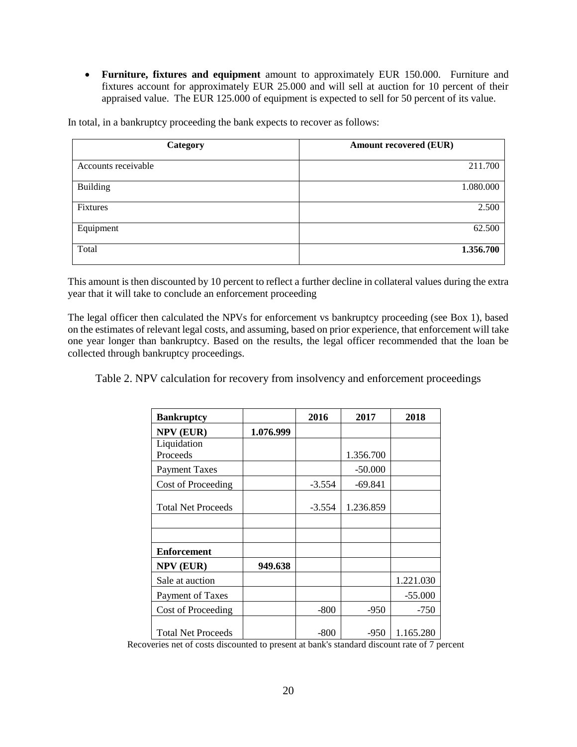- **Furniture, fixtures and equipment** amount to approximately EUR 150.000. Furniture and fixtures account for approximately EUR 25.000 and will sell at auction for 10 percent of their appraised value. The EUR 125.000 of equipment is expected to sell for 50 percent of its value.

In total, in a bankruptcy proceeding the bank expects to recover as follows:

| Category | Amount recovered (EUR) |
|---|---|
| Accounts receivable | 211.700 |
| Building | 1.080.000 |
| Fixtures | 2.500 |
| Equipment | 62.500 |
| Total | **1.356.700** |

This amount is then discounted by 10 percent to reflect a further decline in collateral values during the extra year that it will take to conclude an enforcement proceeding

The legal officer then calculated the NPVs for enforcement vs bankruptcy proceeding (see Box 1), based on the estimates of relevant legal costs, and assuming, based on prior experience, that enforcement will take one year longer than bankruptcy. Based on the results, the legal officer recommended that the loan be collected through bankruptcy proceedings.

Table 2. NPV calculation for recovery from insolvency and enforcement proceedings

| **Bankruptcy** | | **2016** | **2017** | **2018** |
|---|---|---|---|---|
| **NPV (EUR)** | **1.076.999** | | | |
| Liquidation Proceeds | | | 1.356.700 | |
| Payment Taxes | | | -50.000 | |
| Cost of Proceeding | | -3.554 | -69.841 | |
| Total Net Proceeds | | -3.554 | 1.236.859 | |
| | | | | |
| | | | | |
| **Enforcement** | | | | |
| **NPV (EUR)** | **949.638** | | | |
| Sale at auction | | | | 1.221.030 |
| Payment of Taxes | | | | -55.000 |
| Cost of Proceeding | | -800 | -950 | -750 |
| Total Net Proceeds | | -800 | -950 | 1.165.280 |

Recoveries net of costs discounted to present at bank's standard discount rate of 7 percent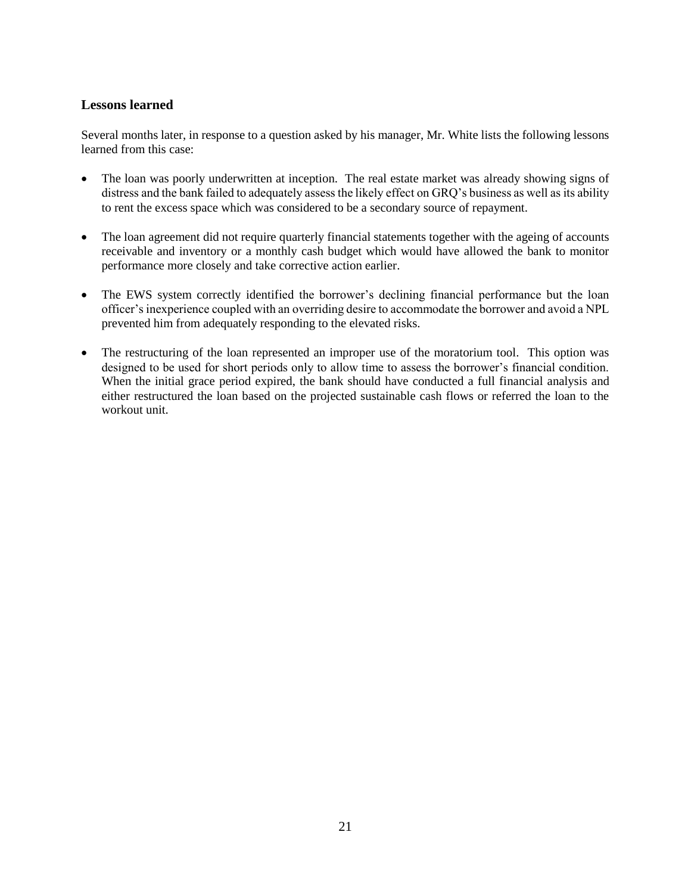### Lessons learned

Several months later, in response to a question asked by his manager, Mr. White lists the following lessons learned from this case:

- The loan was poorly underwritten at inception. The real estate market was already showing signs of distress and the bank failed to adequately assess the likely effect on GRQ's business as well as its ability to rent the excess space which was considered to be a secondary source of repayment.

- The loan agreement did not require quarterly financial statements together with the ageing of accounts receivable and inventory or a monthly cash budget which would have allowed the bank to monitor performance more closely and take corrective action earlier.

- The EWS system correctly identified the borrower's declining financial performance but the loan officer's inexperience coupled with an overriding desire to accommodate the borrower and avoid a NPL prevented him from adequately responding to the elevated risks.

- The restructuring of the loan represented an improper use of the moratorium tool. This option was designed to be used for short periods only to allow time to assess the borrower's financial condition. When the initial grace period expired, the bank should have conducted a full financial analysis and either restructured the loan based on the projected sustainable cash flows or referred the loan to the workout unit.